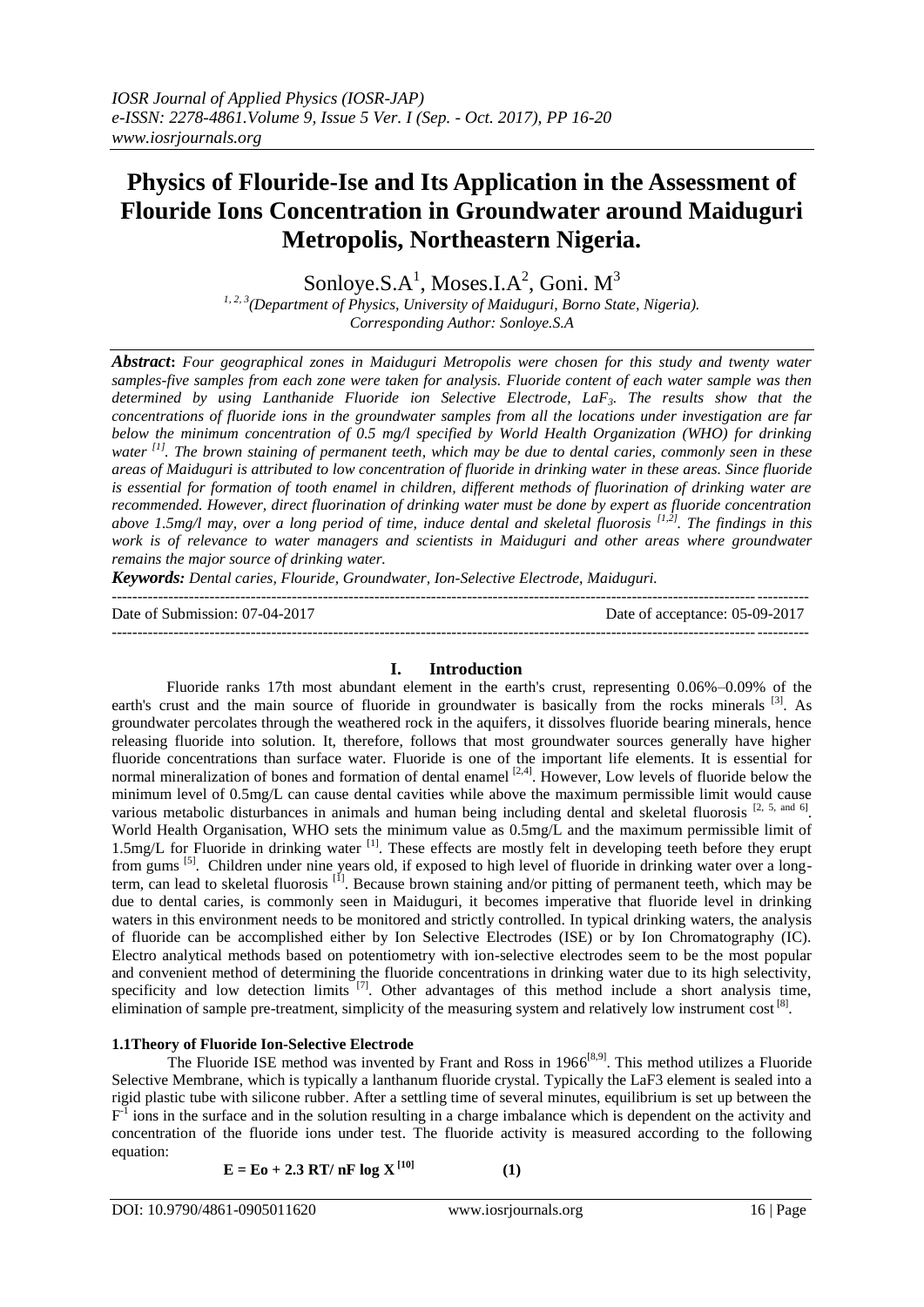# Physics of Flouride-Ise and Its Application in the Assessment of Flouride Ions Concentration in Groundwater around Maiduguri Metropolis, Northeastern Nigeria.

Sonloye.S.A[1], Moses.I.A[2], Goni. M[3]

[1, 2, 3](Department of Physics, University of Maiduguri, Borno State, Nigeria).
Corresponding Author: Sonloye.S.A

***Abstract*:** *Four geographical zones in Maiduguri Metropolis were chosen for this study and twenty water samples-five samples from each zone were taken for analysis. Fluoride content of each water sample was then determined by using Lanthanide Fluoride ion Selective Electrode, $LaF_3$. The results show that the concentrations of fluoride ions in the groundwater samples from all the locations under investigation are far below the minimum concentration of 0.5 mg/l specified by World Health Organization (WHO) for drinking water [1]. The brown staining of permanent teeth, which may be due to dental caries, commonly seen in these areas of Maiduguri is attributed to low concentration of fluoride in drinking water in these areas. Since fluoride is essential for formation of tooth enamel in children, different methods of fluorination of drinking water are recommended. However, direct fluorination of drinking water must be done by expert as fluoride concentration above 1.5mg/l may, over a long period of time, induce dental and skeletal fluorosis [1,2]. The findings in this work is of relevance to water managers and scientists in Maiduguri and other areas where groundwater remains the major source of drinking water.*

***Keywords:*** *Dental caries, Flouride, Groundwater, Ion-Selective Electrode, Maiduguri.*

---

Date of Submission: 07-04-2017 | Date of acceptance: 05-09-2017

---

## I. Introduction

Fluoride ranks 17th most abundant element in the earth's crust, representing 0.06%–0.09% of the earth's crust and the main source of fluoride in groundwater is basically from the rocks minerals [3]. As groundwater percolates through the weathered rock in the aquifers, it dissolves fluoride bearing minerals, hence releasing fluoride into solution. It, therefore, follows that most groundwater sources generally have higher fluoride concentrations than surface water. Fluoride is one of the important life elements. It is essential for normal mineralization of bones and formation of dental enamel [2,4]. However, Low levels of fluoride below the minimum level of 0.5mg/L can cause dental cavities while above the maximum permissible limit would cause various metabolic disturbances in animals and human being including dental and skeletal fluorosis [2, 5, and 6]. World Health Organisation, WHO sets the minimum value as 0.5mg/L and the maximum permissible limit of 1.5mg/L for Fluoride in drinking water [1]. These effects are mostly felt in developing teeth before they erupt from gums [5]. Children under nine years old, if exposed to high level of fluoride in drinking water over a long-term, can lead to skeletal fluorosis [1]. Because brown staining and/or pitting of permanent teeth, which may be due to dental caries, is commonly seen in Maiduguri, it becomes imperative that fluoride level in drinking waters in this environment needs to be monitored and strictly controlled. In typical drinking waters, the analysis of fluoride can be accomplished either by Ion Selective Electrodes (ISE) or by Ion Chromatography (IC). Electro analytical methods based on potentiometry with ion-selective electrodes seem to be the most popular and convenient method of determining the fluoride concentrations in drinking water due to its high selectivity, specificity and low detection limits [7]. Other advantages of this method include a short analysis time, elimination of sample pre-treatment, simplicity of the measuring system and relatively low instrument cost [8].

### 1.1 Theory of Fluoride Ion-Selective Electrode

The Fluoride ISE method was invented by Frant and Ross in 1966[8,9]. This method utilizes a Fluoride Selective Membrane, which is typically a lanthanum fluoride crystal. Typically the LaF3 element is sealed into a rigid plastic tube with silicone rubber. After a settling time of several minutes, equilibrium is set up between the $F^{-1}$ ions in the surface and in the solution resulting in a charge imbalance which is dependent on the activity and concentration of the fluoride ions under test. The fluoride activity is measured according to the following equation:

$$\mathbf{E = Eo + 2.3\ RT/\ nF\ log\ X}\ [10] \qquad \mathbf{(1)}$$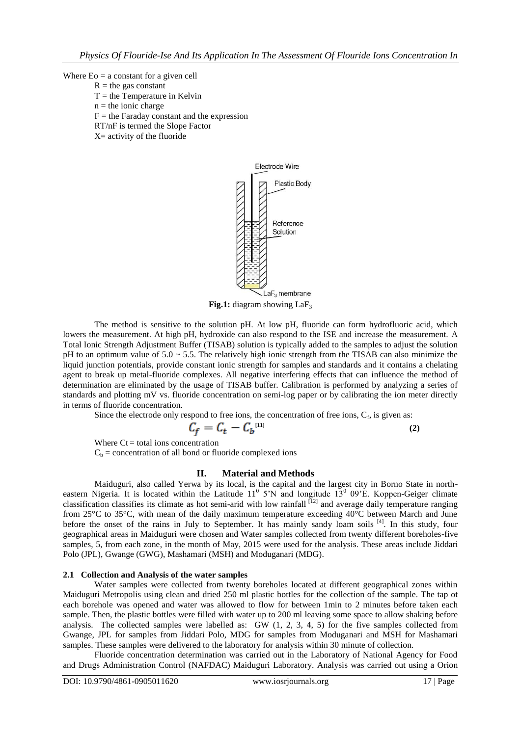Where Eo = a constant for a given cell

R = the gas constant

T = the Temperature in Kelvin

n = the ionic charge

F = the Faraday constant and the expression

RT/nF is termed the Slope Factor

X= activity of the fluoride

Electrode Wire

Plastic Body

Reference Solution

$LaF_3$ membrane

**Fig.1:** diagram showing $LaF_3$

The method is sensitive to the solution pH. At low pH, fluoride can form hydrofluoric acid, which lowers the measurement. At high pH, hydroxide can also respond to the ISE and increase the measurement. A Total Ionic Strength Adjustment Buffer (TISAB) solution is typically added to the samples to adjust the solution pH to an optimum value of 5.0 ~ 5.5. The relatively high ionic strength from the TISAB can also minimize the liquid junction potentials, provide constant ionic strength for samples and standards and it contains a chelating agent to break up metal-fluoride complexes. All negative interfering effects that can influence the method of determination are eliminated by the usage of TISAB buffer. Calibration is performed by analyzing a series of standards and plotting mV vs. fluoride concentration on semi-log paper or by calibrating the ion meter directly in terms of fluoride concentration.

Since the electrode only respond to free ions, the concentration of free ions, $C_f$, is given as:

$$C_f = C_t - C_b \quad \text{[11]} \qquad (2)$$

Where Ct = total ions concentration

$C_b$ = concentration of all bond or fluoride complexed ions

## II. Material and Methods

Maiduguri, also called Yerwa by its local, is the capital and the largest city in Borno State in north-eastern Nigeria. It is located within the Latitude $11^0$ 5'N and longitude $13^0$ 09'E. Koppen-Geiger climate classification classifies its climate as hot semi-arid with low rainfall [12] and average daily temperature ranging from 25°C to 35°C, with mean of the daily maximum temperature exceeding 40°C between March and June before the onset of the rains in July to September. It has mainly sandy loam soils [4]. In this study, four geographical areas in Maiduguri were chosen and Water samples collected from twenty different boreholes-five samples, 5, from each zone, in the month of May, 2015 were used for the analysis. These areas include Jiddari Polo (JPL), Gwange (GWG), Mashamari (MSH) and Moduganari (MDG).

### 2.1 Collection and Analysis of the water samples

Water samples were collected from twenty boreholes located at different geographical zones within Maiduguri Metropolis using clean and dried 250 ml plastic bottles for the collection of the sample. The tap ot each borehole was opened and water was allowed to flow for between 1min to 2 minutes before taken each sample. Then, the plastic bottles were filled with water up to 200 ml leaving some space to allow shaking before analysis. The collected samples were labelled as: GW (1, 2, 3, 4, 5) for the five samples collected from Gwange, JPL for samples from Jiddari Polo, MDG for samples from Moduganari and MSH for Mashamari samples. These samples were delivered to the laboratory for analysis within 30 minute of collection.

Fluoride concentration determination was carried out in the Laboratory of National Agency for Food and Drugs Administration Control (NAFDAC) Maiduguri Laboratory. Analysis was carried out using a Orion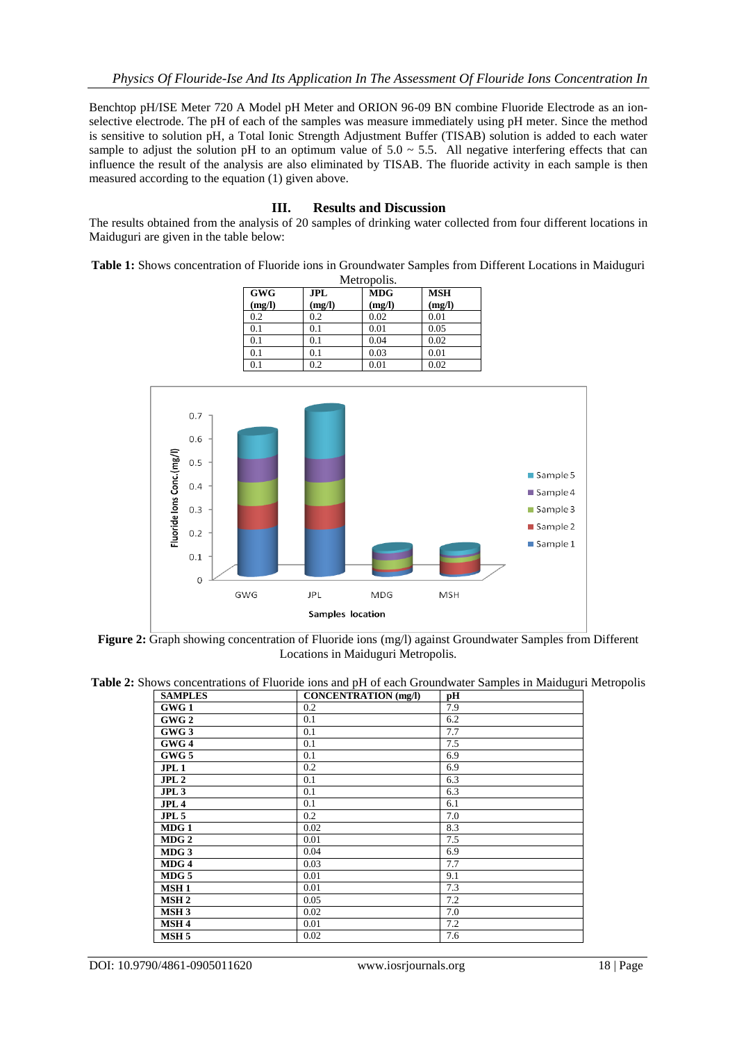Benchtop pH/ISE Meter 720 A Model pH Meter and ORION 96-09 BN combine Fluoride Electrode as an ion-selective electrode. The pH of each of the samples was measure immediately using pH meter. Since the method is sensitive to solution pH, a Total Ionic Strength Adjustment Buffer (TISAB) solution is added to each water sample to adjust the solution pH to an optimum value of 5.0 ~ 5.5. All negative interfering effects that can influence the result of the analysis are also eliminated by TISAB. The fluoride activity in each sample is then measured according to the equation (1) given above.

## III. Results and Discussion

The results obtained from the analysis of 20 samples of drinking water collected from four different locations in Maiduguri are given in the table below:

**Table 1:** Shows concentration of Fluoride ions in Groundwater Samples from Different Locations in Maiduguri Metropolis.

| GWG (mg/l) | JPL (mg/l) | MDG (mg/l) | MSH (mg/l) |
|---|---|---|---|
| 0.2 | 0.2 | 0.02 | 0.01 |
| 0.1 | 0.1 | 0.01 | 0.05 |
| 0.1 | 0.1 | 0.04 | 0.02 |
| 0.1 | 0.1 | 0.03 | 0.01 |
| 0.1 | 0.2 | 0.01 | 0.02 |

**Figure 2:** Graph showing concentration of Fluoride ions (mg/l) against Groundwater Samples from Different Locations in Maiduguri Metropolis.

**Table 2:** Shows concentrations of Fluoride ions and pH of each Groundwater Samples in Maiduguri Metropolis

| SAMPLES | CONCENTRATION (mg/l) | pH |
|---|---|---|
| **GWG 1** | 0.2 | 7.9 |
| **GWG 2** | 0.1 | 6.2 |
| **GWG 3** | 0.1 | 7.7 |
| **GWG 4** | 0.1 | 7.5 |
| **GWG 5** | 0.1 | 6.9 |
| **JPL 1** | 0.2 | 6.9 |
| **JPL 2** | 0.1 | 6.3 |
| **JPL 3** | 0.1 | 6.3 |
| **JPL 4** | 0.1 | 6.1 |
| **JPL 5** | 0.2 | 7.0 |
| **MDG 1** | 0.02 | 8.3 |
| **MDG 2** | 0.01 | 7.5 |
| **MDG 3** | 0.04 | 6.9 |
| **MDG 4** | 0.03 | 7.7 |
| **MDG 5** | 0.01 | 9.1 |
| **MSH 1** | 0.01 | 7.3 |
| **MSH 2** | 0.05 | 7.2 |
| **MSH 3** | 0.02 | 7.0 |
| **MSH 4** | 0.01 | 7.2 |
| **MSH 5** | 0.02 | 7.6 |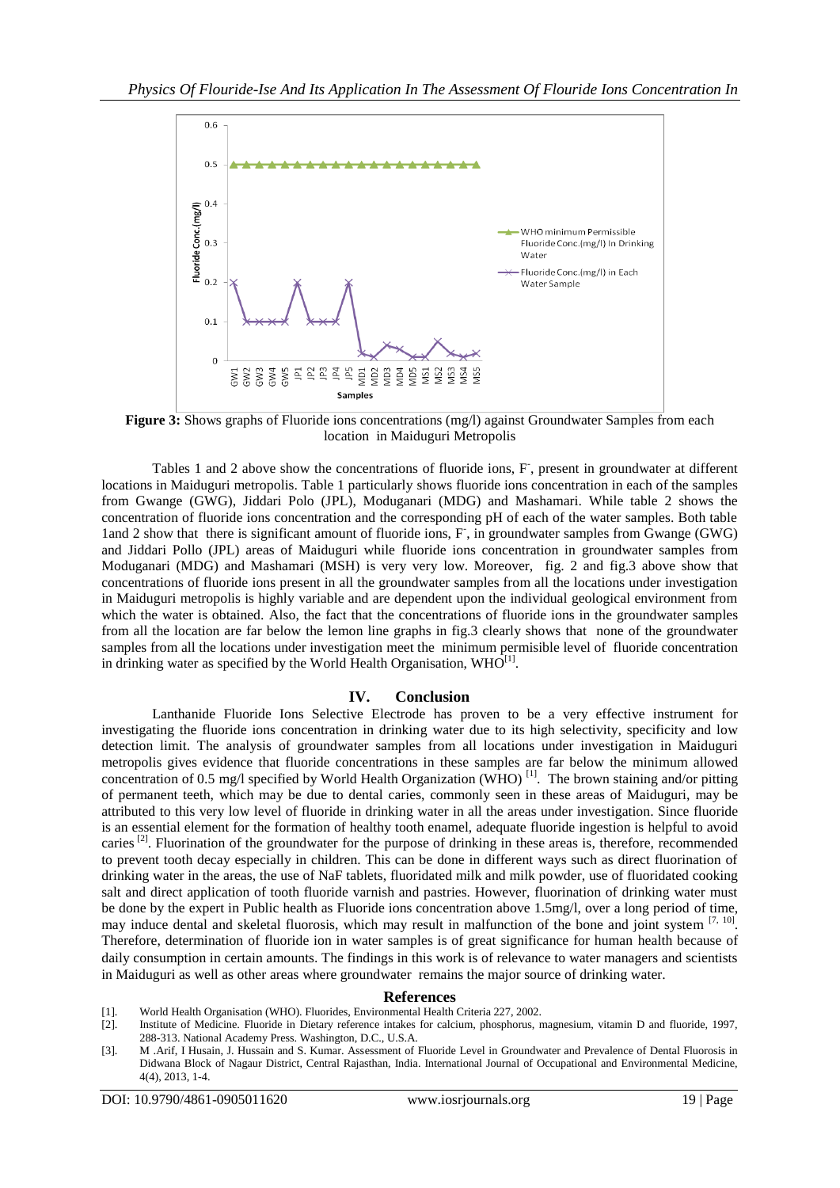**Figure 3:** Shows graphs of Fluoride ions concentrations (mg/l) against Groundwater Samples from each location in Maiduguri Metropolis

Tables 1 and 2 above show the concentrations of fluoride ions, $F^-$, present in groundwater at different locations in Maiduguri metropolis. Table 1 particularly shows fluoride ions concentration in each of the samples from Gwange (GWG), Jiddari Polo (JPL), Moduganari (MDG) and Mashamari. While table 2 shows the concentration of fluoride ions concentration and the corresponding pH of each of the water samples. Both table 1and 2 show that there is significant amount of fluoride ions, $F^-$, in groundwater samples from Gwange (GWG) and Jiddari Pollo (JPL) areas of Maiduguri while fluoride ions concentration in groundwater samples from Moduganari (MDG) and Mashamari (MSH) is very very low. Moreover, fig. 2 and fig.3 above show that concentrations of fluoride ions present in all the groundwater samples from all the locations under investigation in Maiduguri metropolis is highly variable and are dependent upon the individual geological environment from which the water is obtained. Also, the fact that the concentrations of fluoride ions in the groundwater samples from all the location are far below the lemon line graphs in fig.3 clearly shows that none of the groundwater samples from all the locations under investigation meet the minimum permisible level of fluoride concentration in drinking water as specified by the World Health Organisation, WHO[1].

## IV. Conclusion

Lanthanide Fluoride Ions Selective Electrode has proven to be a very effective instrument for investigating the fluoride ions concentration in drinking water due to its high selectivity, specificity and low detection limit. The analysis of groundwater samples from all locations under investigation in Maiduguri metropolis gives evidence that fluoride concentrations in these samples are far below the minimum allowed concentration of 0.5 mg/l specified by World Health Organization (WHO) [1]. The brown staining and/or pitting of permanent teeth, which may be due to dental caries, commonly seen in these areas of Maiduguri, may be attributed to this very low level of fluoride in drinking water in all the areas under investigation. Since fluoride is an essential element for the formation of healthy tooth enamel, adequate fluoride ingestion is helpful to avoid caries [2]. Fluorination of the groundwater for the purpose of drinking in these areas is, therefore, recommended to prevent tooth decay especially in children. This can be done in different ways such as direct fluorination of drinking water in the areas, the use of NaF tablets, fluoridated milk and milk powder, use of fluoridated cooking salt and direct application of tooth fluoride varnish and pastries. However, fluorination of drinking water must be done by the expert in Public health as Fluoride ions concentration above 1.5mg/l, over a long period of time, may induce dental and skeletal fluorosis, which may result in malfunction of the bone and joint system [7, 10]. Therefore, determination of fluoride ion in water samples is of great significance for human health because of daily consumption in certain amounts. The findings in this work is of relevance to water managers and scientists in Maiduguri as well as other areas where groundwater remains the major source of drinking water.

## References

[1]. World Health Organisation (WHO). Fluorides, Environmental Health Criteria 227, 2002.

[2]. Institute of Medicine. Fluoride in Dietary reference intakes for calcium, phosphorus, magnesium, vitamin D and fluoride, 1997, 288-313. National Academy Press. Washington, D.C., U.S.A.

[3]. M .Arif, I Husain, J. Hussain and S. Kumar. Assessment of Fluoride Level in Groundwater and Prevalence of Dental Fluorosis in Didwana Block of Nagaur District, Central Rajasthan, India. International Journal of Occupational and Environmental Medicine, 4(4), 2013, 1-4.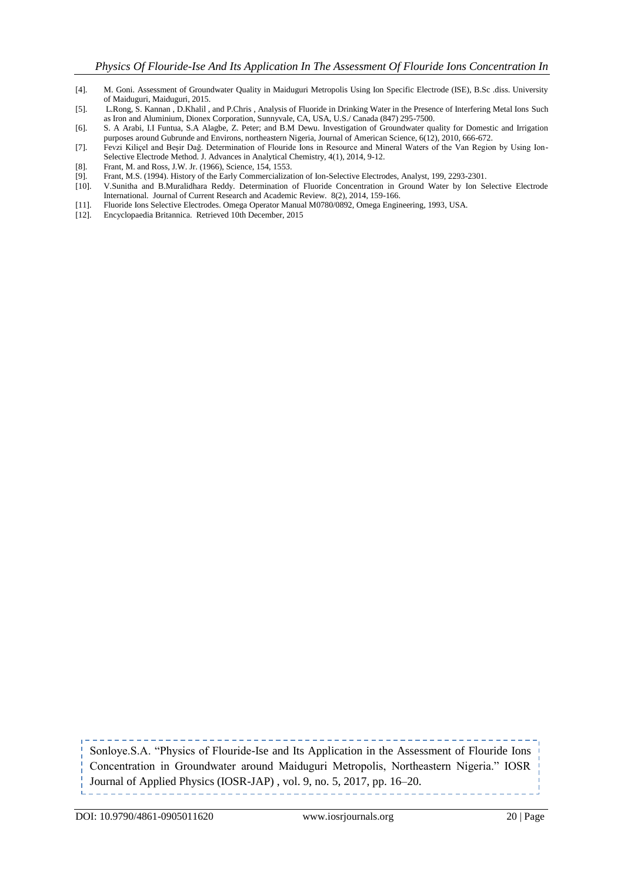[4]. M. Goni. Assessment of Groundwater Quality in Maiduguri Metropolis Using Ion Specific Electrode (ISE), B.Sc .diss. University of Maiduguri, Maiduguri, 2015.

[5]. L.Rong, S. Kannan , D.Khalil , and P.Chris , Analysis of Fluoride in Drinking Water in the Presence of Interfering Metal Ions Such as Iron and Aluminium, Dionex Corporation, Sunnyvale, CA, USA, U.S./ Canada (847) 295-7500.

[6]. S. A Arabi, I.I Funtua, S.A Alagbe, Z. Peter; and B.M Dewu. Investigation of Groundwater quality for Domestic and Irrigation purposes around Gubrunde and Environs, northeastern Nigeria, Journal of American Science, 6(12), 2010, 666-672.

[7]. Fevzi Kiliçel and Beşir Dağ. Determination of Flouride Ions in Resource and Mineral Waters of the Van Region by Using Ion-Selective Electrode Method. J. Advances in Analytical Chemistry, 4(1), 2014, 9-12.

[8]. Frant, M. and Ross, J.W. Jr. (1966), Science, 154, 1553.

[9]. Frant, M.S. (1994). History of the Early Commercialization of Ion-Selective Electrodes, Analyst, 199, 2293-2301.

[10]. V.Sunitha and B.Muralidhara Reddy. Determination of Fluoride Concentration in Ground Water by Ion Selective Electrode International. Journal of Current Research and Academic Review. 8(2), 2014, 159-166.

[11]. Fluoride Ions Selective Electrodes. Omega Operator Manual M0780/0892, Omega Engineering, 1993, USA.

[12]. Encyclopaedia Britannica. Retrieved 10th December, 2015

Sonloye.S.A. "Physics of Flouride-Ise and Its Application in the Assessment of Flouride Ions Concentration in Groundwater around Maiduguri Metropolis, Northeastern Nigeria." IOSR Journal of Applied Physics (IOSR-JAP) , vol. 9, no. 5, 2017, pp. 16–20.